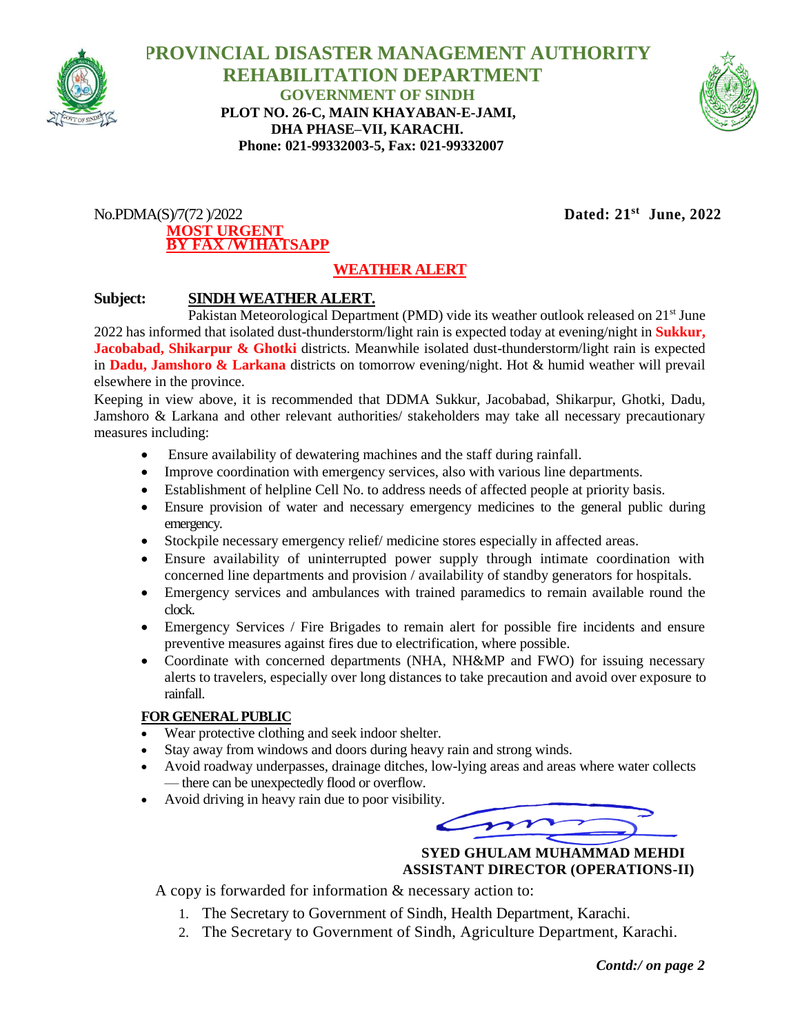# PROVINCIAL DISASTER MANAGEMENT AUTHORITY
## REHABILITATION DEPARTMENT
### GOVERNMENT OF SINDH

**PLOT NO. 26-C, MAIN KHAYABAN-E-JAMI,**
**DHA PHASE–VII, KARACHI.**
**Phone: 021-99332003-5, Fax: 021-99332007**

No.PDMA(S)/7(72 )/2022 **Dated: 21st June, 2022**

**MOST URGENT**
**BY FAX /W1HATSAPP**

**WEATHER ALERT**

**Subject: SINDH WEATHER ALERT.**

Pakistan Meteorological Department (PMD) vide its weather outlook released on 21st June 2022 has informed that isolated dust-thunderstorm/light rain is expected today at evening/night in **Sukkur, Jacobabad, Shikarpur & Ghotki** districts. Meanwhile isolated dust-thunderstorm/light rain is expected in **Dadu, Jamshoro & Larkana** districts on tomorrow evening/night. Hot & humid weather will prevail elsewhere in the province.

Keeping in view above, it is recommended that DDMA Sukkur, Jacobabad, Shikarpur, Ghotki, Dadu, Jamshoro & Larkana and other relevant authorities/ stakeholders may take all necessary precautionary measures including:

- Ensure availability of dewatering machines and the staff during rainfall.
- Improve coordination with emergency services, also with various line departments.
- Establishment of helpline Cell No. to address needs of affected people at priority basis.
- Ensure provision of water and necessary emergency medicines to the general public during emergency.
- Stockpile necessary emergency relief/ medicine stores especially in affected areas.
- Ensure availability of uninterrupted power supply through intimate coordination with concerned line departments and provision / availability of standby generators for hospitals.
- Emergency services and ambulances with trained paramedics to remain available round the clock.
- Emergency Services / Fire Brigades to remain alert for possible fire incidents and ensure preventive measures against fires due to electrification, where possible.
- Coordinate with concerned departments (NHA, NH&MP and FWO) for issuing necessary alerts to travelers, especially over long distances to take precaution and avoid over exposure to rainfall.

**FOR GENERAL PUBLIC**

- Wear protective clothing and seek indoor shelter.
- Stay away from windows and doors during heavy rain and strong winds.
- Avoid roadway underpasses, drainage ditches, low-lying areas and areas where water collects — there can be unexpectedly flood or overflow.
- Avoid driving in heavy rain due to poor visibility.

**SYED GHULAM MUHAMMAD MEHDI**
**ASSISTANT DIRECTOR (OPERATIONS-II)**

A copy is forwarded for information & necessary action to:

1. The Secretary to Government of Sindh, Health Department, Karachi.
2. The Secretary to Government of Sindh, Agriculture Department, Karachi.

***Contd:/ on page 2***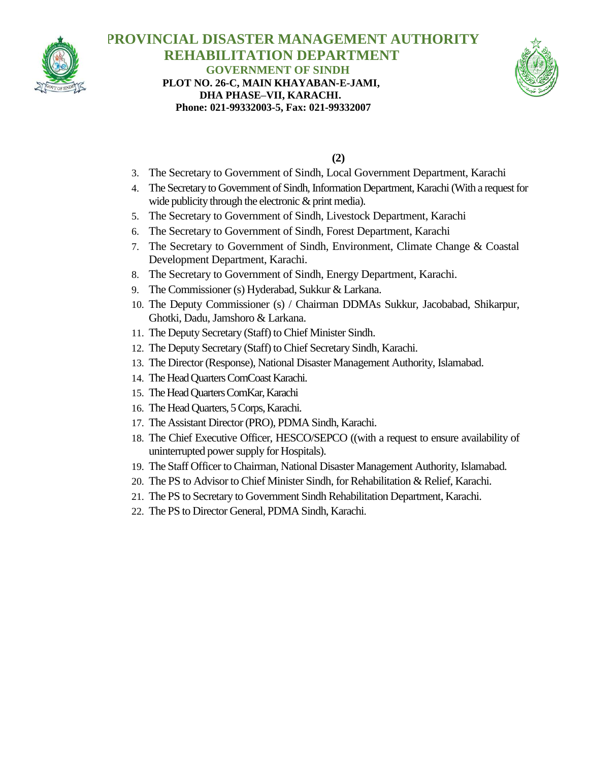# PROVINCIAL DISASTER MANAGEMENT AUTHORITY
## REHABILITATION DEPARTMENT
### GOVERNMENT OF SINDH

**PLOT NO. 26-C, MAIN KHAYABAN-E-JAMI,**
**DHA PHASE–VII, KARACHI.**
**Phone: 021-99332003-5, Fax: 021-99332007**

**(2)**

3. The Secretary to Government of Sindh, Local Government Department, Karachi
4. The Secretary to Government of Sindh, Information Department, Karachi (With a request for wide publicity through the electronic & print media).
5. The Secretary to Government of Sindh, Livestock Department, Karachi
6. The Secretary to Government of Sindh, Forest Department, Karachi
7. The Secretary to Government of Sindh, Environment, Climate Change & Coastal Development Department, Karachi.
8. The Secretary to Government of Sindh, Energy Department, Karachi.
9. The Commissioner (s) Hyderabad, Sukkur & Larkana.
10. The Deputy Commissioner (s) / Chairman DDMAs Sukkur, Jacobabad, Shikarpur, Ghotki, Dadu, Jamshoro & Larkana.
11. The Deputy Secretary (Staff) to Chief Minister Sindh.
12. The Deputy Secretary (Staff) to Chief Secretary Sindh, Karachi.
13. The Director (Response), National Disaster Management Authority, Islamabad.
14. The Head Quarters ComCoast Karachi.
15. The Head Quarters ComKar, Karachi
16. The Head Quarters, 5 Corps, Karachi.
17. The Assistant Director (PRO), PDMA Sindh, Karachi.
18. The Chief Executive Officer, HESCO/SEPCO ((with a request to ensure availability of uninterrupted power supply for Hospitals).
19. The Staff Officer to Chairman, National Disaster Management Authority, Islamabad.
20. The PS to Advisor to Chief Minister Sindh, for Rehabilitation & Relief, Karachi.
21. The PS to Secretary to Government Sindh Rehabilitation Department, Karachi.
22. The PS to Director General, PDMA Sindh, Karachi.